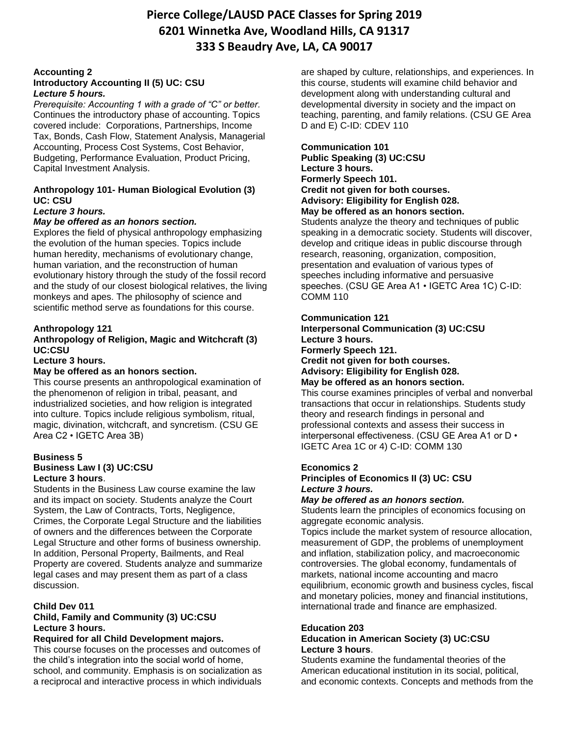# Pierce College/LAUSD PACE Classes for Spring 2019

## 6201 Winnetka Ave, Woodland Hills, CA 91317

## 333 S Beaudry Ave, LA, CA 90017

**Accounting 2**
**Introductory Accounting II (5) UC: CSU**
***Lecture 5 hours.***
*Prerequisite: Accounting 1 with a grade of "C" or better.*
Continues the introductory phase of accounting. Topics covered include: Corporations, Partnerships, Income Tax, Bonds, Cash Flow, Statement Analysis, Managerial Accounting, Process Cost Systems, Cost Behavior, Budgeting, Performance Evaluation, Product Pricing, Capital Investment Analysis.

**Anthropology 101- Human Biological Evolution (3) UC: CSU**
***Lecture 3 hours.***
***May be offered as an honors section.***
Explores the field of physical anthropology emphasizing the evolution of the human species. Topics include human heredity, mechanisms of evolutionary change, human variation, and the reconstruction of human evolutionary history through the study of the fossil record and the study of our closest biological relatives, the living monkeys and apes. The philosophy of science and scientific method serve as foundations for this course.

**Anthropology 121**
**Anthropology of Religion, Magic and Witchcraft (3) UC:CSU**
**Lecture 3 hours.**
**May be offered as an honors section.**
This course presents an anthropological examination of the phenomenon of religion in tribal, peasant, and industrialized societies, and how religion is integrated into culture. Topics include religious symbolism, ritual, magic, divination, witchcraft, and syncretism. (CSU GE Area C2 • IGETC Area 3B)

**Business 5**
**Business Law I (3) UC:CSU**
**Lecture 3 hours**.
Students in the Business Law course examine the law and its impact on society. Students analyze the Court System, the Law of Contracts, Torts, Negligence, Crimes, the Corporate Legal Structure and the liabilities of owners and the differences between the Corporate Legal Structure and other forms of business ownership. In addition, Personal Property, Bailments, and Real Property are covered. Students analyze and summarize legal cases and may present them as part of a class discussion.

**Child Dev 011**
**Child, Family and Community (3) UC:CSU**
**Lecture 3 hours.**
**Required for all Child Development majors.**
This course focuses on the processes and outcomes of the child's integration into the social world of home, school, and community. Emphasis is on socialization as a reciprocal and interactive process in which individuals are shaped by culture, relationships, and experiences. In this course, students will examine child behavior and development along with understanding cultural and developmental diversity in society and the impact on teaching, parenting, and family relations. (CSU GE Area D and E) C-ID: CDEV 110

**Communication 101**
**Public Speaking (3) UC:CSU**
**Lecture 3 hours.**
**Formerly Speech 101.**
**Credit not given for both courses.**
**Advisory: Eligibility for English 028.**
**May be offered as an honors section.**
Students analyze the theory and techniques of public speaking in a democratic society. Students will discover, develop and critique ideas in public discourse through research, reasoning, organization, composition, presentation and evaluation of various types of speeches including informative and persuasive speeches. (CSU GE Area A1 • IGETC Area 1C) C-ID: COMM 110

**Communication 121**
**Interpersonal Communication (3) UC:CSU**
**Lecture 3 hours.**
**Formerly Speech 121.**
**Credit not given for both courses.**
**Advisory: Eligibility for English 028.**
**May be offered as an honors section.**
This course examines principles of verbal and nonverbal transactions that occur in relationships. Students study theory and research findings in personal and professional contexts and assess their success in interpersonal effectiveness. (CSU GE Area A1 or D • IGETC Area 1C or 4) C-ID: COMM 130

**Economics 2**
**Principles of Economics II (3) UC: CSU**
***Lecture 3 hours.***
***May be offered as an honors section.***
Students learn the principles of economics focusing on aggregate economic analysis.
Topics include the market system of resource allocation, measurement of GDP, the problems of unemployment and inflation, stabilization policy, and macroeconomic controversies. The global economy, fundamentals of markets, national income accounting and macro equilibrium, economic growth and business cycles, fiscal and monetary policies, money and financial institutions, international trade and finance are emphasized.

**Education 203**
**Education in American Society (3) UC:CSU**
**Lecture 3 hours**.
Students examine the fundamental theories of the American educational institution in its social, political, and economic contexts. Concepts and methods from the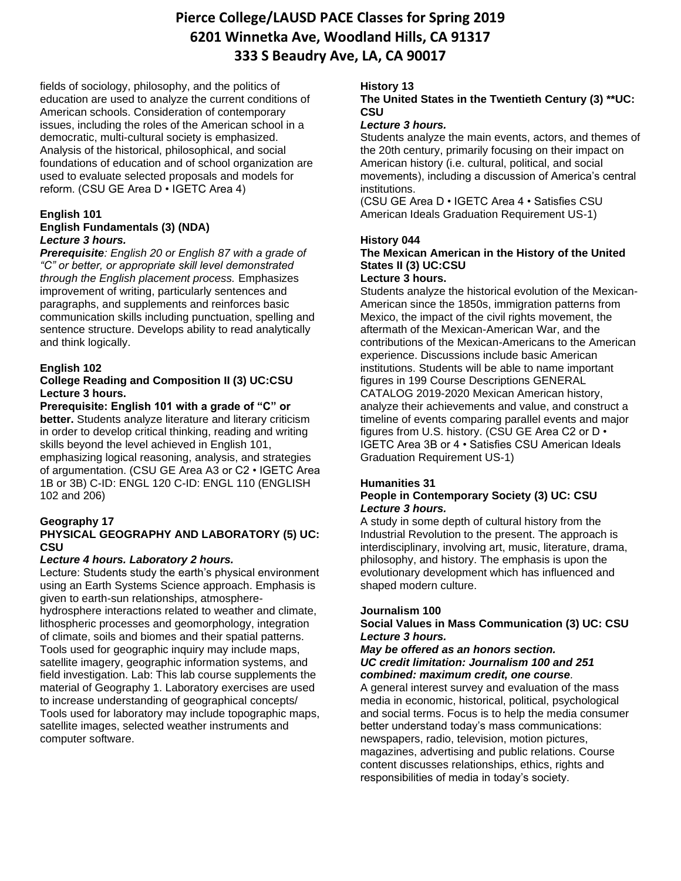fields of sociology, philosophy, and the politics of education are used to analyze the current conditions of American schools. Consideration of contemporary issues, including the roles of the American school in a democratic, multi-cultural society is emphasized. Analysis of the historical, philosophical, and social foundations of education and of school organization are used to evaluate selected proposals and models for reform. (CSU GE Area D • IGETC Area 4)

**English 101**
**English Fundamentals (3) (NDA)**
***Lecture 3 hours.***
***Prerequisite****: English 20 or English 87 with a grade of "C" or better, or appropriate skill level demonstrated through the English placement process.* Emphasizes improvement of writing, particularly sentences and paragraphs, and supplements and reinforces basic communication skills including punctuation, spelling and sentence structure. Develops ability to read analytically and think logically.

**English 102**
**College Reading and Composition II (3) UC:CSU**
**Lecture 3 hours.**
**Prerequisite: English 101 with a grade of "C" or better.** Students analyze literature and literary criticism in order to develop critical thinking, reading and writing skills beyond the level achieved in English 101, emphasizing logical reasoning, analysis, and strategies of argumentation. (CSU GE Area A3 or C2 • IGETC Area 1B or 3B) C-ID: ENGL 120 C-ID: ENGL 110 (ENGLISH 102 and 206)

**Geography 17**
**PHYSICAL GEOGRAPHY AND LABORATORY (5) UC: CSU**
***Lecture 4 hours. Laboratory 2 hours.***
Lecture: Students study the earth's physical environment using an Earth Systems Science approach. Emphasis is given to earth-sun relationships, atmosphere-hydrosphere interactions related to weather and climate, lithospheric processes and geomorphology, integration of climate, soils and biomes and their spatial patterns. Tools used for geographic inquiry may include maps, satellite imagery, geographic information systems, and field investigation. Lab: This lab course supplements the material of Geography 1. Laboratory exercises are used to increase understanding of geographical concepts/ Tools used for laboratory may include topographic maps, satellite images, selected weather instruments and computer software.

**History 13**
**The United States in the Twentieth Century (3) **UC: CSU**
***Lecture 3 hours.***
Students analyze the main events, actors, and themes of the 20th century, primarily focusing on their impact on American history (i.e. cultural, political, and social movements), including a discussion of America's central institutions.
(CSU GE Area D • IGETC Area 4 • Satisfies CSU American Ideals Graduation Requirement US-1)

**History 044**
**The Mexican American in the History of the United States II (3) UC:CSU**
**Lecture 3 hours.**
Students analyze the historical evolution of the Mexican-American since the 1850s, immigration patterns from Mexico, the impact of the civil rights movement, the aftermath of the Mexican-American War, and the contributions of the Mexican-Americans to the American experience. Discussions include basic American institutions. Students will be able to name important figures in 199 Course Descriptions GENERAL CATALOG 2019-2020 Mexican American history, analyze their achievements and value, and construct a timeline of events comparing parallel events and major figures from U.S. history. (CSU GE Area C2 or D • IGETC Area 3B or 4 • Satisfies CSU American Ideals Graduation Requirement US-1)

**Humanities 31**
**People in Contemporary Society (3) UC: CSU**
***Lecture 3 hours.***
A study in some depth of cultural history from the Industrial Revolution to the present. The approach is interdisciplinary, involving art, music, literature, drama, philosophy, and history. The emphasis is upon the evolutionary development which has influenced and shaped modern culture.

**Journalism 100**
**Social Values in Mass Communication (3) UC: CSU**
***Lecture 3 hours.***
***May be offered as an honors section.***
***UC credit limitation: Journalism 100 and 251 combined: maximum credit, one course*.**
A general interest survey and evaluation of the mass media in economic, historical, political, psychological and social terms. Focus is to help the media consumer better understand today's mass communications: newspapers, radio, television, motion pictures, magazines, advertising and public relations. Course content discusses relationships, ethics, rights and responsibilities of media in today's society.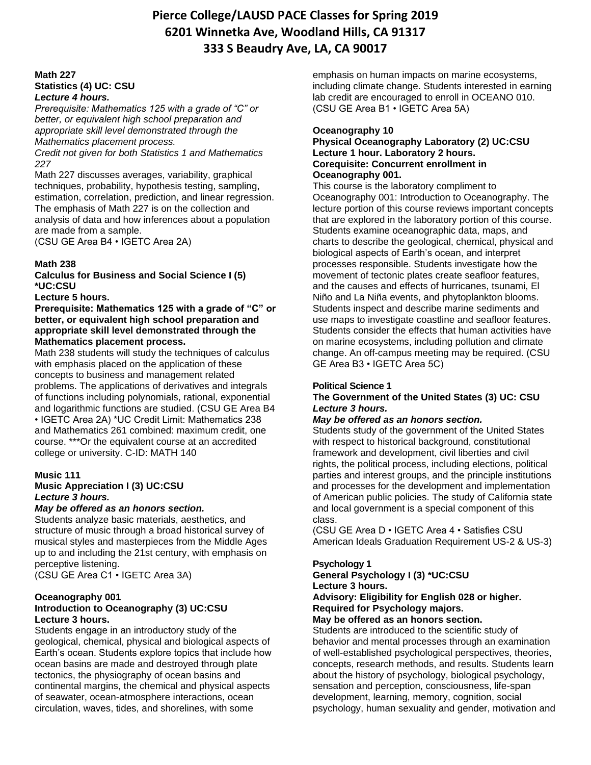# Pierce College/LAUSD PACE Classes for Spring 2019
# 6201 Winnetka Ave, Woodland Hills, CA 91317
# 333 S Beaudry Ave, LA, CA 90017

**Math 227**
**Statistics (4) UC: CSU**
***Lecture 4 hours.***
*Prerequisite: Mathematics 125 with a grade of "C" or better, or equivalent high school preparation and appropriate skill level demonstrated through the Mathematics placement process.*
*Credit not given for both Statistics 1 and Mathematics 227*
Math 227 discusses averages, variability, graphical techniques, probability, hypothesis testing, sampling, estimation, correlation, prediction, and linear regression. The emphasis of Math 227 is on the collection and analysis of data and how inferences about a population are made from a sample.
(CSU GE Area B4 • IGETC Area 2A)

**Math 238**
**Calculus for Business and Social Science I (5) *UC:CSU**
**Lecture 5 hours.**
**Prerequisite: Mathematics 125 with a grade of "C" or better, or equivalent high school preparation and appropriate skill level demonstrated through the Mathematics placement process.**
Math 238 students will study the techniques of calculus with emphasis placed on the application of these concepts to business and management related problems. The applications of derivatives and integrals of functions including polynomials, rational, exponential and logarithmic functions are studied. (CSU GE Area B4 • IGETC Area 2A) *UC Credit Limit: Mathematics 238 and Mathematics 261 combined: maximum credit, one course. ***Or the equivalent course at an accredited college or university. C-ID: MATH 140

**Music 111**
**Music Appreciation I (3) UC:CSU**
***Lecture 3 hours.***
***May be offered as an honors section.***
Students analyze basic materials, aesthetics, and structure of music through a broad historical survey of musical styles and masterpieces from the Middle Ages up to and including the 21st century, with emphasis on perceptive listening.
(CSU GE Area C1 • IGETC Area 3A)

**Oceanography 001**
**Introduction to Oceanography (3) UC:CSU**
**Lecture 3 hours.**
Students engage in an introductory study of the geological, chemical, physical and biological aspects of Earth's ocean. Students explore topics that include how ocean basins are made and destroyed through plate tectonics, the physiography of ocean basins and continental margins, the chemical and physical aspects of seawater, ocean-atmosphere interactions, ocean circulation, waves, tides, and shorelines, with some emphasis on human impacts on marine ecosystems, including climate change. Students interested in earning lab credit are encouraged to enroll in OCEANO 010. (CSU GE Area B1 • IGETC Area 5A)

**Oceanography 10**
**Physical Oceanography Laboratory (2) UC:CSU**
**Lecture 1 hour. Laboratory 2 hours.**
**Corequisite: Concurrent enrollment in Oceanography 001.**
This course is the laboratory compliment to Oceanography 001: Introduction to Oceanography. The lecture portion of this course reviews important concepts that are explored in the laboratory portion of this course. Students examine oceanographic data, maps, and charts to describe the geological, chemical, physical and biological aspects of Earth's ocean, and interpret processes responsible. Students investigate how the movement of tectonic plates create seafloor features, and the causes and effects of hurricanes, tsunami, El Niño and La Niña events, and phytoplankton blooms. Students inspect and describe marine sediments and use maps to investigate coastline and seafloor features. Students consider the effects that human activities have on marine ecosystems, including pollution and climate change. An off-campus meeting may be required. (CSU GE Area B3 • IGETC Area 5C)

**Political Science 1**
**The Government of the United States (3) UC: CSU**
***Lecture 3 hours.***
***May be offered as an honors section.***
Students study of the government of the United States with respect to historical background, constitutional framework and development, civil liberties and civil rights, the political process, including elections, political parties and interest groups, and the principle institutions and processes for the development and implementation of American public policies. The study of California state and local government is a special component of this class.
(CSU GE Area D • IGETC Area 4 • Satisfies CSU American Ideals Graduation Requirement US-2 & US-3)

**Psychology 1**
**General Psychology I (3) *UC:CSU**
**Lecture 3 hours.**
**Advisory: Eligibility for English 028 or higher.**
**Required for Psychology majors.**
**May be offered as an honors section.**
Students are introduced to the scientific study of behavior and mental processes through an examination of well-established psychological perspectives, theories, concepts, research methods, and results. Students learn about the history of psychology, biological psychology, sensation and perception, consciousness, life-span development, learning, memory, cognition, social psychology, human sexuality and gender, motivation and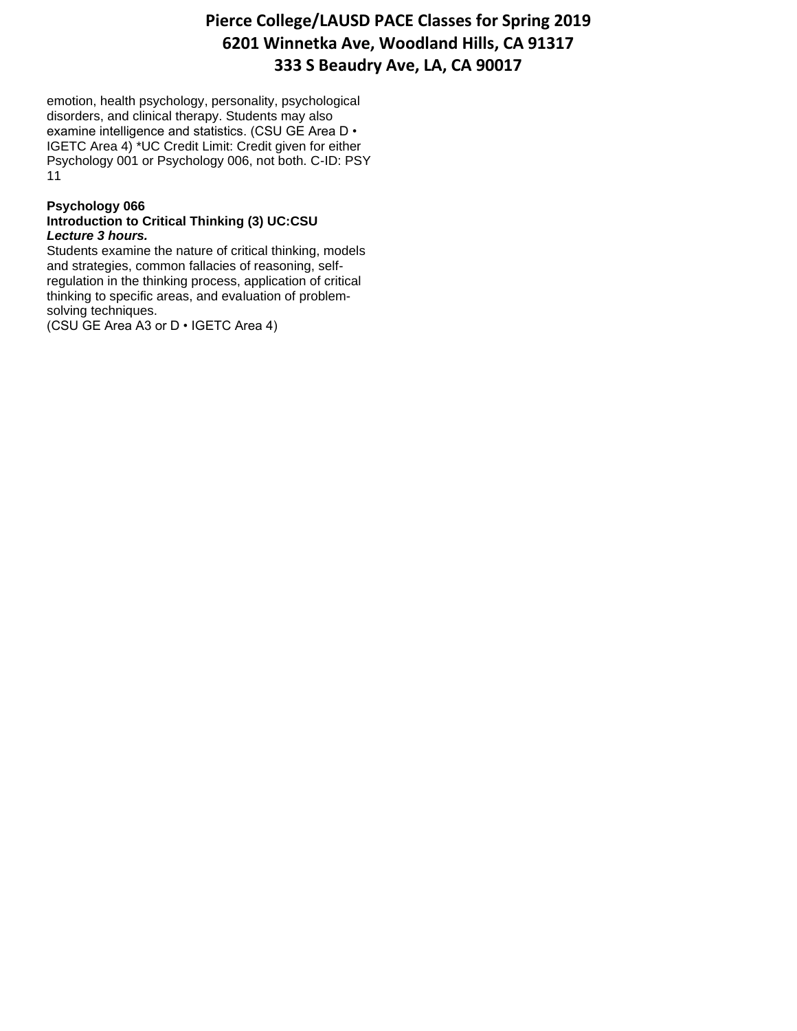emotion, health psychology, personality, psychological disorders, and clinical therapy. Students may also examine intelligence and statistics. (CSU GE Area D • IGETC Area 4) *UC Credit Limit: Credit given for either Psychology 001 or Psychology 006, not both. C-ID: PSY 11

**Psychology 066**
**Introduction to Critical Thinking (3) UC:CSU**
***Lecture 3 hours.***
Students examine the nature of critical thinking, models and strategies, common fallacies of reasoning, self-regulation in the thinking process, application of critical thinking to specific areas, and evaluation of problem-solving techniques.
(CSU GE Area A3 or D • IGETC Area 4)